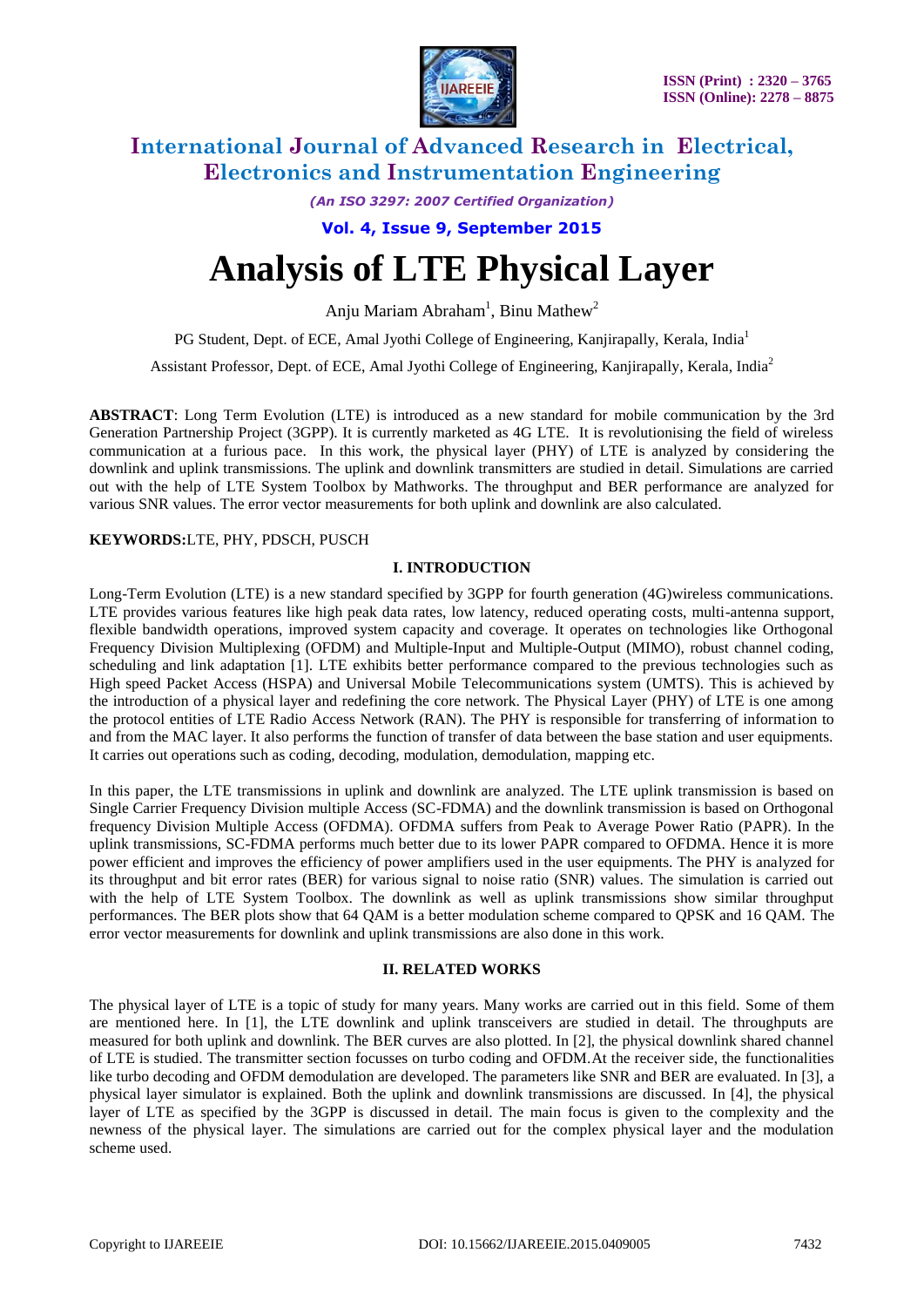# Analysis of LTE Physical Layer

Anju Mariam Abraham[1], Binu Mathew[2]

PG Student, Dept. of ECE, Amal Jyothi College of Engineering, Kanjirapally, Kerala, India[1]

Assistant Professor, Dept. of ECE, Amal Jyothi College of Engineering, Kanjirapally, Kerala, India[2]

**ABSTRACT**: Long Term Evolution (LTE) is introduced as a new standard for mobile communication by the 3rd Generation Partnership Project (3GPP). It is currently marketed as 4G LTE. It is revolutionising the field of wireless communication at a furious pace. In this work, the physical layer (PHY) of LTE is analyzed by considering the downlink and uplink transmissions. The uplink and downlink transmitters are studied in detail. Simulations are carried out with the help of LTE System Toolbox by Mathworks. The throughput and BER performance are analyzed for various SNR values. The error vector measurements for both uplink and downlink are also calculated.

**KEYWORDS:** LTE, PHY, PDSCH, PUSCH

## I. INTRODUCTION

Long-Term Evolution (LTE) is a new standard specified by 3GPP for fourth generation (4G)wireless communications. LTE provides various features like high peak data rates, low latency, reduced operating costs, multi-antenna support, flexible bandwidth operations, improved system capacity and coverage. It operates on technologies like Orthogonal Frequency Division Multiplexing (OFDM) and Multiple-Input and Multiple-Output (MIMO), robust channel coding, scheduling and link adaptation [1]. LTE exhibits better performance compared to the previous technologies such as High speed Packet Access (HSPA) and Universal Mobile Telecommunications system (UMTS). This is achieved by the introduction of a physical layer and redefining the core network. The Physical Layer (PHY) of LTE is one among the protocol entities of LTE Radio Access Network (RAN). The PHY is responsible for transferring of information to and from the MAC layer. It also performs the function of transfer of data between the base station and user equipments. It carries out operations such as coding, decoding, modulation, demodulation, mapping etc.

In this paper, the LTE transmissions in uplink and downlink are analyzed. The LTE uplink transmission is based on Single Carrier Frequency Division multiple Access (SC-FDMA) and the downlink transmission is based on Orthogonal frequency Division Multiple Access (OFDMA). OFDMA suffers from Peak to Average Power Ratio (PAPR). In the uplink transmissions, SC-FDMA performs much better due to its lower PAPR compared to OFDMA. Hence it is more power efficient and improves the efficiency of power amplifiers used in the user equipments. The PHY is analyzed for its throughput and bit error rates (BER) for various signal to noise ratio (SNR) values. The simulation is carried out with the help of LTE System Toolbox. The downlink as well as uplink transmissions show similar throughput performances. The BER plots show that 64 QAM is a better modulation scheme compared to QPSK and 16 QAM. The error vector measurements for downlink and uplink transmissions are also done in this work.

## II. RELATED WORKS

The physical layer of LTE is a topic of study for many years. Many works are carried out in this field. Some of them are mentioned here. In [1], the LTE downlink and uplink transceivers are studied in detail. The throughputs are measured for both uplink and downlink. The BER curves are also plotted. In [2], the physical downlink shared channel of LTE is studied. The transmitter section focusses on turbo coding and OFDM.At the receiver side, the functionalities like turbo decoding and OFDM demodulation are developed. The parameters like SNR and BER are evaluated. In [3], a physical layer simulator is explained. Both the uplink and downlink transmissions are discussed. In [4], the physical layer of LTE as specified by the 3GPP is discussed in detail. The main focus is given to the complexity and the newness of the physical layer. The simulations are carried out for the complex physical layer and the modulation scheme used.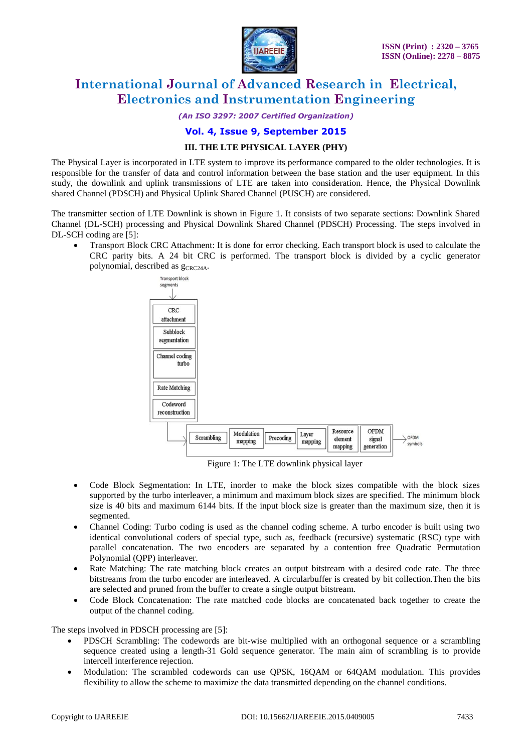### III. THE LTE PHYSICAL LAYER (PHY)

The Physical Layer is incorporated in LTE system to improve its performance compared to the older technologies. It is responsible for the transfer of data and control information between the base station and the user equipment. In this study, the downlink and uplink transmissions of LTE are taken into consideration. Hence, the Physical Downlink shared Channel (PDSCH) and Physical Uplink Shared Channel (PUSCH) are considered.

The transmitter section of LTE Downlink is shown in Figure 1. It consists of two separate sections: Downlink Shared Channel (DL-SCH) processing and Physical Downlink Shared Channel (PDSCH) Processing. The steps involved in DL-SCH coding are [5]:

- Transport Block CRC Attachment: It is done for error checking. Each transport block is used to calculate the CRC parity bits. A 24 bit CRC is performed. The transport block is divided by a cyclic generator polynomial, described as $g_{CRC24A}$.

Figure 1: The LTE downlink physical layer

- Code Block Segmentation: In LTE, inorder to make the block sizes compatible with the block sizes supported by the turbo interleaver, a minimum and maximum block sizes are specified. The minimum block size is 40 bits and maximum 6144 bits. If the input block size is greater than the maximum size, then it is segmented.
- Channel Coding: Turbo coding is used as the channel coding scheme. A turbo encoder is built using two identical convolutional coders of special type, such as, feedback (recursive) systematic (RSC) type with parallel concatenation. The two encoders are separated by a contention free Quadratic Permutation Polynomial (QPP) interleaver.
- Rate Matching: The rate matching block creates an output bitstream with a desired code rate. The three bitstreams from the turbo encoder are interleaved. A circularbuffer is created by bit collection.Then the bits are selected and pruned from the buffer to create a single output bitstream.
- Code Block Concatenation: The rate matched code blocks are concatenated back together to create the output of the channel coding.

The steps involved in PDSCH processing are [5]:

- PDSCH Scrambling: The codewords are bit-wise multiplied with an orthogonal sequence or a scrambling sequence created using a length-31 Gold sequence generator. The main aim of scrambling is to provide intercell interference rejection.
- Modulation: The scrambled codewords can use QPSK, 16QAM or 64QAM modulation. This provides flexibility to allow the scheme to maximize the data transmitted depending on the channel conditions.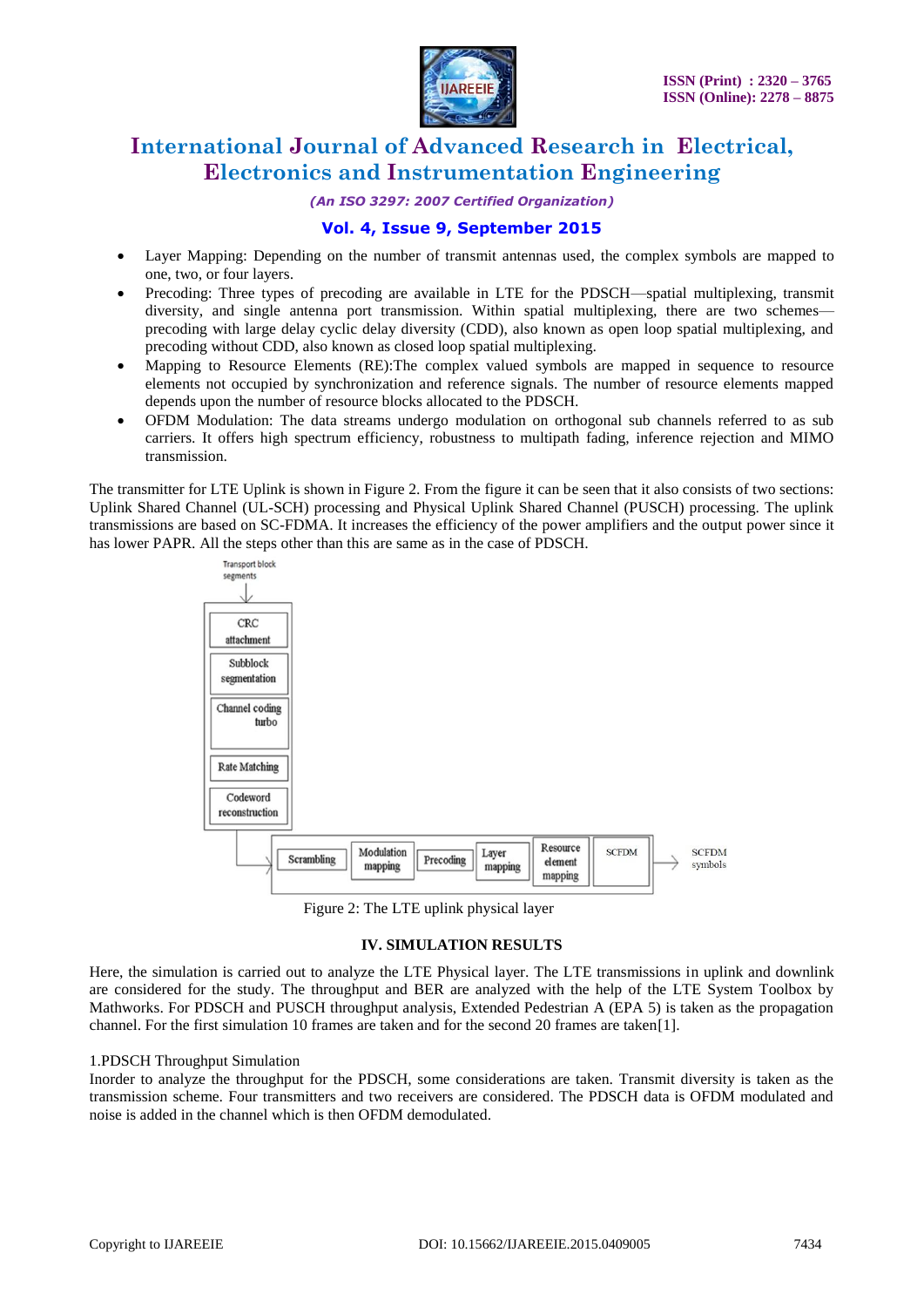- Layer Mapping: Depending on the number of transmit antennas used, the complex symbols are mapped to one, two, or four layers.
- Precoding: Three types of precoding are available in LTE for the PDSCH—spatial multiplexing, transmit diversity, and single antenna port transmission. Within spatial multiplexing, there are two schemes—precoding with large delay cyclic delay diversity (CDD), also known as open loop spatial multiplexing, and precoding without CDD, also known as closed loop spatial multiplexing.
- Mapping to Resource Elements (RE):The complex valued symbols are mapped in sequence to resource elements not occupied by synchronization and reference signals. The number of resource elements mapped depends upon the number of resource blocks allocated to the PDSCH.
- OFDM Modulation: The data streams undergo modulation on orthogonal sub channels referred to as sub carriers. It offers high spectrum efficiency, robustness to multipath fading, inference rejection and MIMO transmission.

The transmitter for LTE Uplink is shown in Figure 2. From the figure it can be seen that it also consists of two sections: Uplink Shared Channel (UL-SCH) processing and Physical Uplink Shared Channel (PUSCH) processing. The uplink transmissions are based on SC-FDMA. It increases the efficiency of the power amplifiers and the output power since it has lower PAPR. All the steps other than this are same as in the case of PDSCH.

Transport block segments → CRC attachment → Subblock segmentation → Channel coding turbo → Rate Matching → Codeword reconstruction → Scrambling → Modulation mapping → Precoding → Layer mapping → Resource element mapping → SCFDM → SCFDM symbols

Figure 2: The LTE uplink physical layer

## IV. SIMULATION RESULTS

Here, the simulation is carried out to analyze the LTE Physical layer. The LTE transmissions in uplink and downlink are considered for the study. The throughput and BER are analyzed with the help of the LTE System Toolbox by Mathworks. For PDSCH and PUSCH throughput analysis, Extended Pedestrian A (EPA 5) is taken as the propagation channel. For the first simulation 10 frames are taken and for the second 20 frames are taken[1].

### 1.PDSCH Throughput Simulation

Inorder to analyze the throughput for the PDSCH, some considerations are taken. Transmit diversity is taken as the transmission scheme. Four transmitters and two receivers are considered. The PDSCH data is OFDM modulated and noise is added in the channel which is then OFDM demodulated.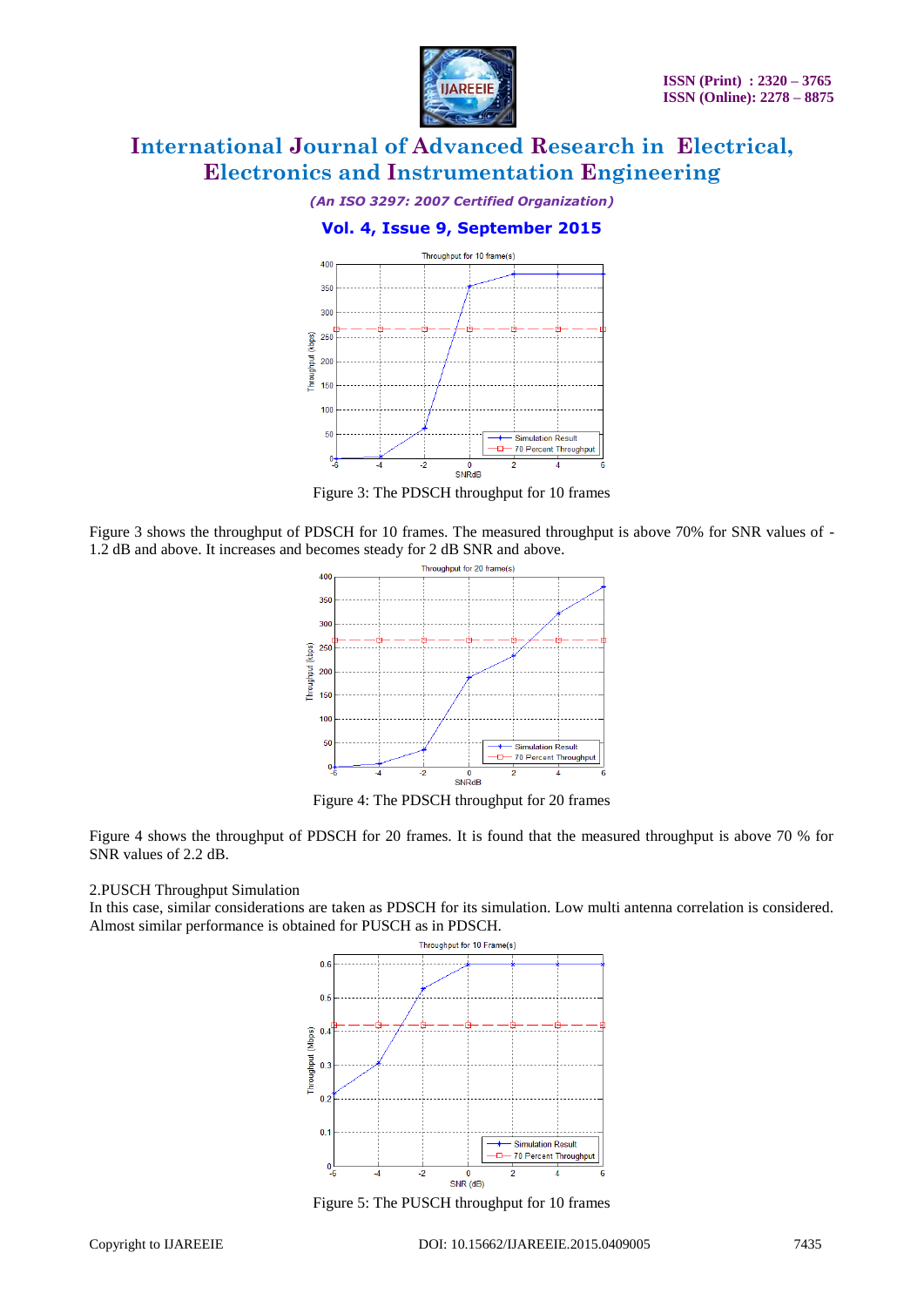Figure 3: The PDSCH throughput for 10 frames

Figure 3 shows the throughput of PDSCH for 10 frames. The measured throughput is above 70% for SNR values of -1.2 dB and above. It increases and becomes steady for 2 dB SNR and above.

Figure 4: The PDSCH throughput for 20 frames

Figure 4 shows the throughput of PDSCH for 20 frames. It is found that the measured throughput is above 70 % for SNR values of 2.2 dB.

2.PUSCH Throughput Simulation

In this case, similar considerations are taken as PDSCH for its simulation. Low multi antenna correlation is considered. Almost similar performance is obtained for PUSCH as in PDSCH.

Figure 5: The PUSCH throughput for 10 frames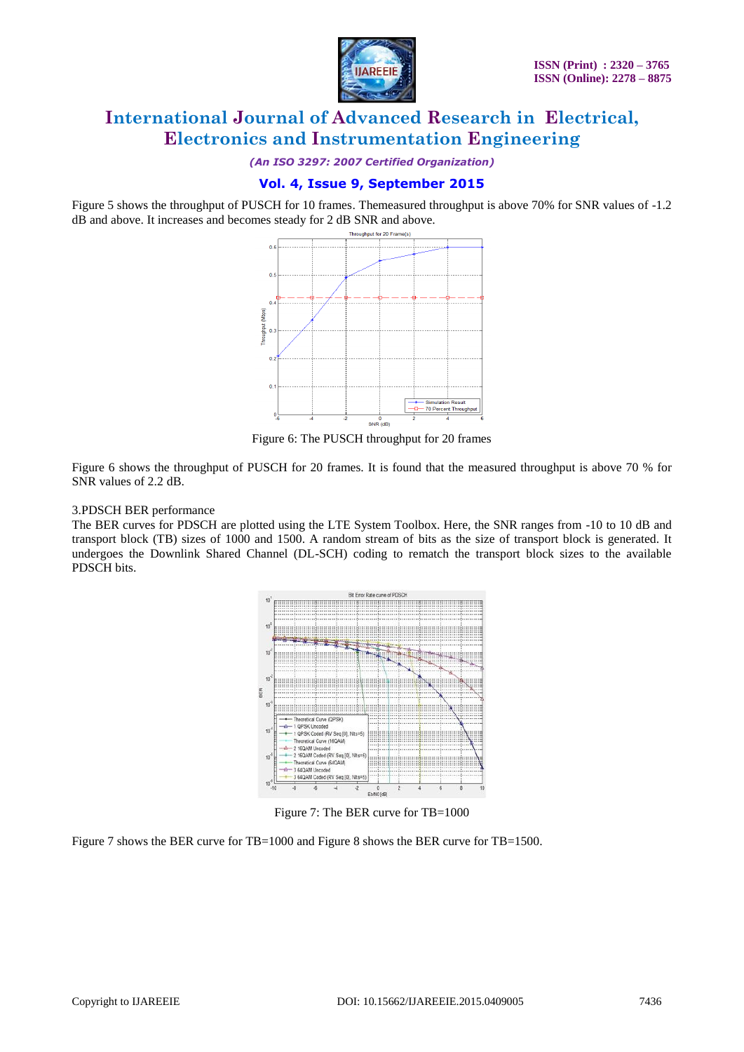Figure 5 shows the throughput of PUSCH for 10 frames. Themeasured throughput is above 70% for SNR values of -1.2 dB and above. It increases and becomes steady for 2 dB SNR and above.

Figure 6: The PUSCH throughput for 20 frames

Figure 6 shows the throughput of PUSCH for 20 frames. It is found that the measured throughput is above 70 % for SNR values of 2.2 dB.

3.PDSCH BER performance

The BER curves for PDSCH are plotted using the LTE System Toolbox. Here, the SNR ranges from -10 to 10 dB and transport block (TB) sizes of 1000 and 1500. A random stream of bits as the size of transport block is generated. It undergoes the Downlink Shared Channel (DL-SCH) coding to rematch the transport block sizes to the available PDSCH bits.

Figure 7: The BER curve for TB=1000

Figure 7 shows the BER curve for TB=1000 and Figure 8 shows the BER curve for TB=1500.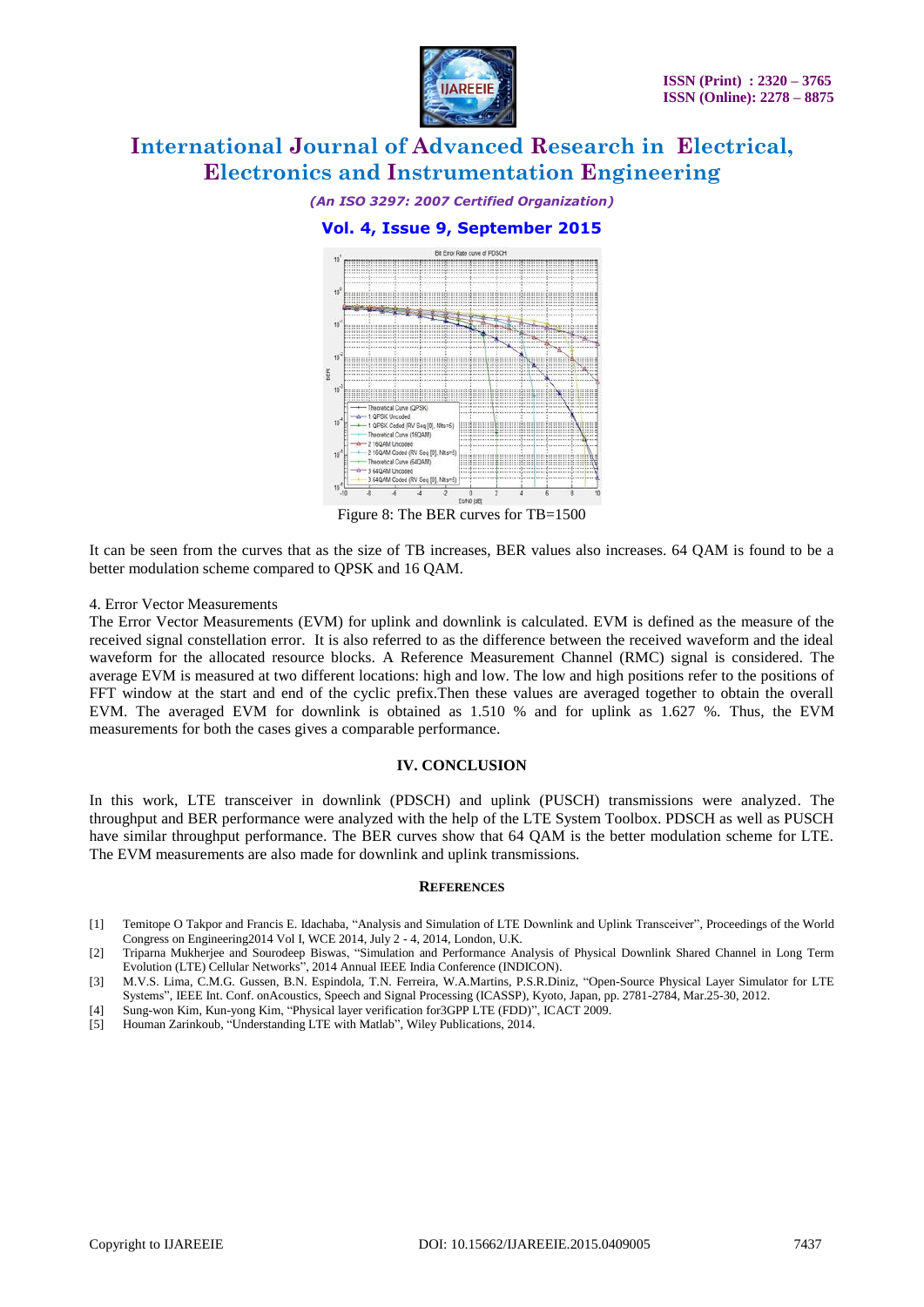Bit Error Rate curve of PDSCH

BER

Es/N0 [dB]

Theoretical Curve (QPSK)
1 QPSK Uncoded
1 QPSK Coded (RV Seq [0], Nits=5)
Theoretical Curve (16QAM)
2 16QAM Uncoded
2 16QAM Coded (RV Seq [0], Nits=5)
Theoretical Curve (64QAM)
3 64QAM Uncoded
3 64QAM Coded (RV Seq [0], Nits=5)

Figure 8: The BER curves for TB=1500

It can be seen from the curves that as the size of TB increases, BER values also increases. 64 QAM is found to be a better modulation scheme compared to QPSK and 16 QAM.

4. Error Vector Measurements

The Error Vector Measurements (EVM) for uplink and downlink is calculated. EVM is defined as the measure of the received signal constellation error. It is also referred to as the difference between the received waveform and the ideal waveform for the allocated resource blocks. A Reference Measurement Channel (RMC) signal is considered. The average EVM is measured at two different locations: high and low. The low and high positions refer to the positions of FFT window at the start and end of the cyclic prefix.Then these values are averaged together to obtain the overall EVM. The averaged EVM for downlink is obtained as 1.510 % and for uplink as 1.627 %. Thus, the EVM measurements for both the cases gives a comparable performance.

## IV. CONCLUSION

In this work, LTE transceiver in downlink (PDSCH) and uplink (PUSCH) transmissions were analyzed. The throughput and BER performance were analyzed with the help of the LTE System Toolbox. PDSCH as well as PUSCH have similar throughput performance. The BER curves show that 64 QAM is the better modulation scheme for LTE. The EVM measurements are also made for downlink and uplink transmissions.

## REFERENCES

[1] Temitope O Takpor and Francis E. Idachaba, "Analysis and Simulation of LTE Downlink and Uplink Transceiver", Proceedings of the World Congress on Engineering2014 Vol I, WCE 2014, July 2 - 4, 2014, London, U.K.

[2] Triparna Mukherjee and Sourodeep Biswas, "Simulation and Performance Analysis of Physical Downlink Shared Channel in Long Term Evolution (LTE) Cellular Networks", 2014 Annual IEEE India Conference (INDICON).

[3] M.V.S. Lima, C.M.G. Gussen, B.N. Espindola, T.N. Ferreira, W.A.Martins, P.S.R.Diniz, "Open-Source Physical Layer Simulator for LTE Systems", IEEE Int. Conf. onAcoustics, Speech and Signal Processing (ICASSP), Kyoto, Japan, pp. 2781-2784, Mar.25-30, 2012.

[4] Sung-won Kim, Kun-yong Kim, "Physical layer verification for3GPP LTE (FDD)", ICACT 2009.

[5] Houman Zarinkoub, "Understanding LTE with Matlab", Wiley Publications, 2014.